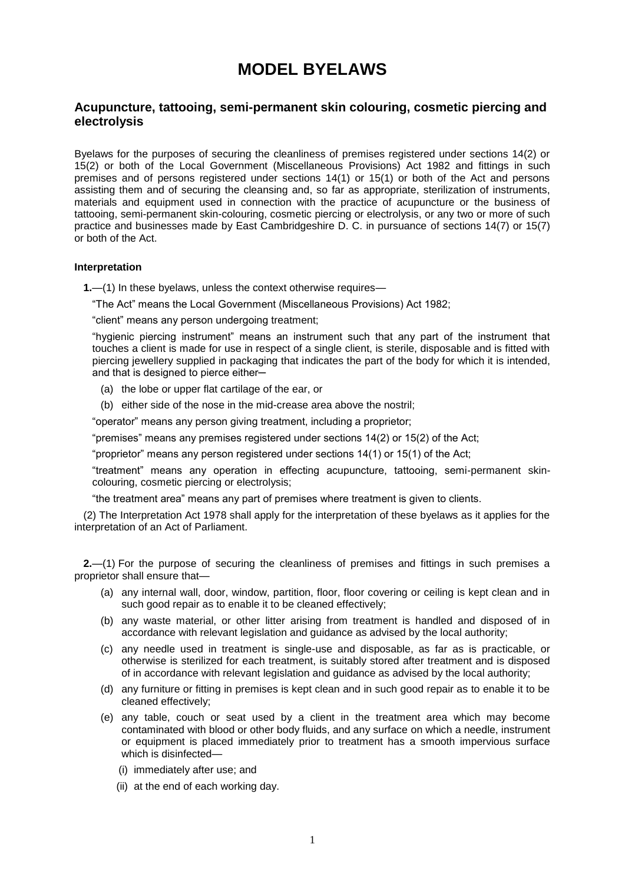# MODEL BYELAWS

## Acupuncture, tattooing, semi-permanent skin colouring, cosmetic piercing and electrolysis

Byelaws for the purposes of securing the cleanliness of premises registered under sections 14(2) or 15(2) or both of the Local Government (Miscellaneous Provisions) Act 1982 and fittings in such premises and of persons registered under sections 14(1) or 15(1) or both of the Act and persons assisting them and of securing the cleansing and, so far as appropriate, sterilization of instruments, materials and equipment used in connection with the practice of acupuncture or the business of tattooing, semi-permanent skin-colouring, cosmetic piercing or electrolysis, or any two or more of such practice and businesses made by East Cambridgeshire D. C. in pursuance of sections 14(7) or 15(7) or both of the Act.

#### Interpretation

**1.**—(1) In these byelaws, unless the context otherwise requires—

"The Act" means the Local Government (Miscellaneous Provisions) Act 1982;

"client" means any person undergoing treatment;

"hygienic piercing instrument" means an instrument such that any part of the instrument that touches a client is made for use in respect of a single client, is sterile, disposable and is fitted with piercing jewellery supplied in packaging that indicates the part of the body for which it is intended, and that is designed to pierce either–

(a) the lobe or upper flat cartilage of the ear, or

(b) either side of the nose in the mid-crease area above the nostril;

"operator" means any person giving treatment, including a proprietor;

"premises" means any premises registered under sections 14(2) or 15(2) of the Act;

"proprietor" means any person registered under sections 14(1) or 15(1) of the Act;

"treatment" means any operation in effecting acupuncture, tattooing, semi-permanent skin-colouring, cosmetic piercing or electrolysis;

"the treatment area" means any part of premises where treatment is given to clients.

(2) The Interpretation Act 1978 shall apply for the interpretation of these byelaws as it applies for the interpretation of an Act of Parliament.

**2.**—(1) For the purpose of securing the cleanliness of premises and fittings in such premises a proprietor shall ensure that—

(a) any internal wall, door, window, partition, floor, floor covering or ceiling is kept clean and in such good repair as to enable it to be cleaned effectively;

(b) any waste material, or other litter arising from treatment is handled and disposed of in accordance with relevant legislation and guidance as advised by the local authority;

(c) any needle used in treatment is single-use and disposable, as far as is practicable, or otherwise is sterilized for each treatment, is suitably stored after treatment and is disposed of in accordance with relevant legislation and guidance as advised by the local authority;

(d) any furniture or fitting in premises is kept clean and in such good repair as to enable it to be cleaned effectively;

(e) any table, couch or seat used by a client in the treatment area which may become contaminated with blood or other body fluids, and any surface on which a needle, instrument or equipment is placed immediately prior to treatment has a smooth impervious surface which is disinfected—

(i) immediately after use; and

(ii) at the end of each working day.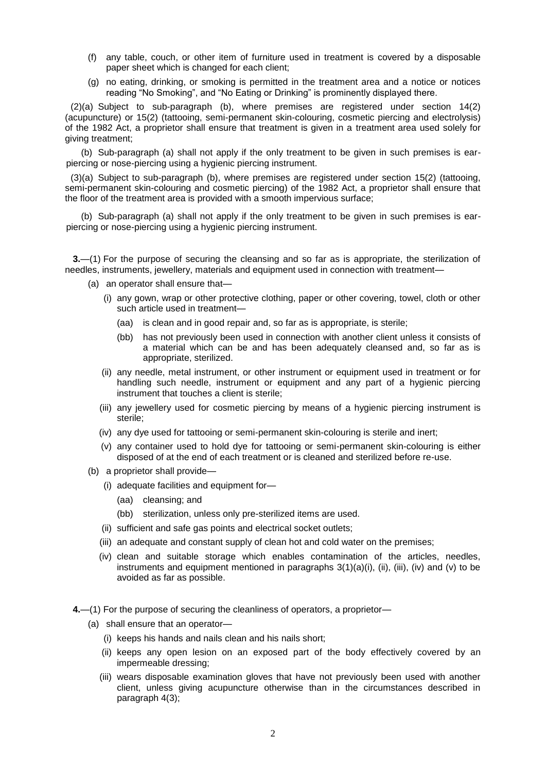(f) any table, couch, or other item of furniture used in treatment is covered by a disposable paper sheet which is changed for each client;

(g) no eating, drinking, or smoking is permitted in the treatment area and a notice or notices reading "No Smoking", and "No Eating or Drinking" is prominently displayed there.

(2)(a) Subject to sub-paragraph (b), where premises are registered under section 14(2) (acupuncture) or 15(2) (tattooing, semi-permanent skin-colouring, cosmetic piercing and electrolysis) of the 1982 Act, a proprietor shall ensure that treatment is given in a treatment area used solely for giving treatment;

(b) Sub-paragraph (a) shall not apply if the only treatment to be given in such premises is ear-piercing or nose-piercing using a hygienic piercing instrument.

(3)(a) Subject to sub-paragraph (b), where premises are registered under section 15(2) (tattooing, semi-permanent skin-colouring and cosmetic piercing) of the 1982 Act, a proprietor shall ensure that the floor of the treatment area is provided with a smooth impervious surface;

(b) Sub-paragraph (a) shall not apply if the only treatment to be given in such premises is ear-piercing or nose-piercing using a hygienic piercing instrument.

**3.**—(1) For the purpose of securing the cleansing and so far as is appropriate, the sterilization of needles, instruments, jewellery, materials and equipment used in connection with treatment—

(a) an operator shall ensure that—

(i) any gown, wrap or other protective clothing, paper or other covering, towel, cloth or other such article used in treatment—

(aa) is clean and in good repair and, so far as is appropriate, is sterile;

(bb) has not previously been used in connection with another client unless it consists of a material which can be and has been adequately cleansed and, so far as is appropriate, sterilized.

(ii) any needle, metal instrument, or other instrument or equipment used in treatment or for handling such needle, instrument or equipment and any part of a hygienic piercing instrument that touches a client is sterile;

(iii) any jewellery used for cosmetic piercing by means of a hygienic piercing instrument is sterile;

(iv) any dye used for tattooing or semi-permanent skin-colouring is sterile and inert;

(v) any container used to hold dye for tattooing or semi-permanent skin-colouring is either disposed of at the end of each treatment or is cleaned and sterilized before re-use.

(b) a proprietor shall provide—

(i) adequate facilities and equipment for—

(aa) cleansing; and

(bb) sterilization, unless only pre-sterilized items are used.

(ii) sufficient and safe gas points and electrical socket outlets;

(iii) an adequate and constant supply of clean hot and cold water on the premises;

(iv) clean and suitable storage which enables contamination of the articles, needles, instruments and equipment mentioned in paragraphs 3(1)(a)(i), (ii), (iii), (iv) and (v) to be avoided as far as possible.

**4.**—(1) For the purpose of securing the cleanliness of operators, a proprietor—

(a) shall ensure that an operator—

(i) keeps his hands and nails clean and his nails short;

(ii) keeps any open lesion on an exposed part of the body effectively covered by an impermeable dressing;

(iii) wears disposable examination gloves that have not previously been used with another client, unless giving acupuncture otherwise than in the circumstances described in paragraph 4(3);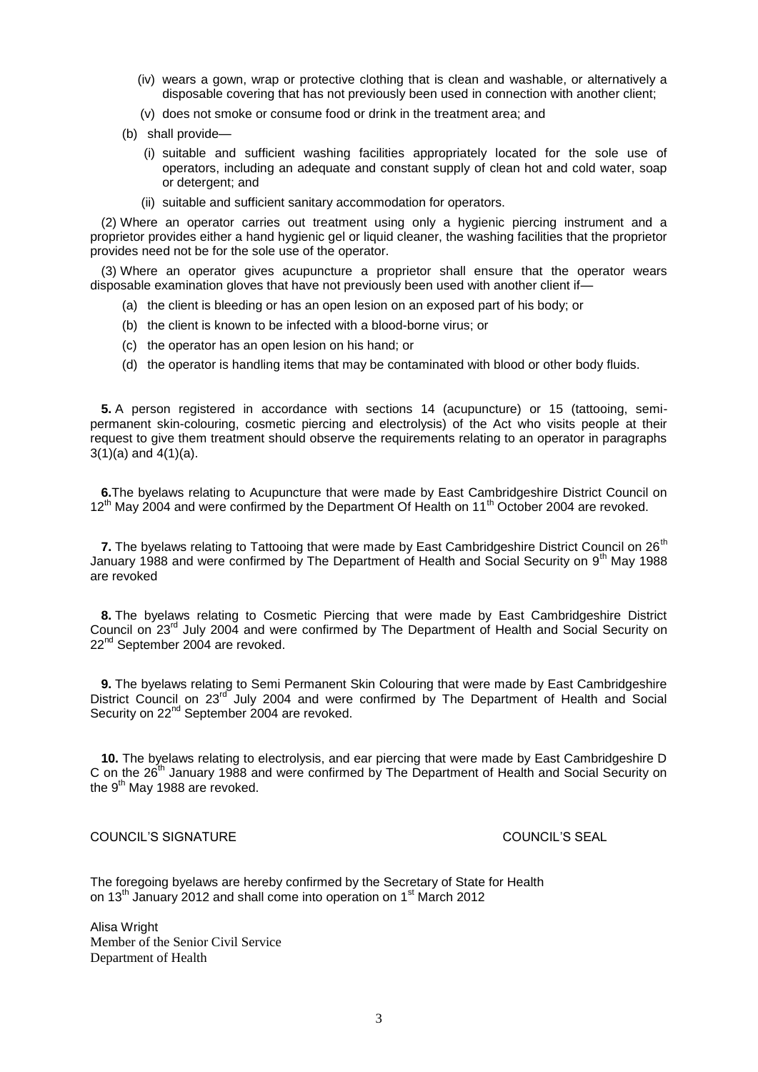(iv) wears a gown, wrap or protective clothing that is clean and washable, or alternatively a disposable covering that has not previously been used in connection with another client;

(v) does not smoke or consume food or drink in the treatment area; and

(b) shall provide—

(i) suitable and sufficient washing facilities appropriately located for the sole use of operators, including an adequate and constant supply of clean hot and cold water, soap or detergent; and

(ii) suitable and sufficient sanitary accommodation for operators.

(2) Where an operator carries out treatment using only a hygienic piercing instrument and a proprietor provides either a hand hygienic gel or liquid cleaner, the washing facilities that the proprietor provides need not be for the sole use of the operator.

(3) Where an operator gives acupuncture a proprietor shall ensure that the operator wears disposable examination gloves that have not previously been used with another client if—

(a) the client is bleeding or has an open lesion on an exposed part of his body; or

(b) the client is known to be infected with a blood-borne virus; or

(c) the operator has an open lesion on his hand; or

(d) the operator is handling items that may be contaminated with blood or other body fluids.

**5.** A person registered in accordance with sections 14 (acupuncture) or 15 (tattooing, semi-permanent skin-colouring, cosmetic piercing and electrolysis) of the Act who visits people at their request to give them treatment should observe the requirements relating to an operator in paragraphs 3(1)(a) and 4(1)(a).

**6.** The byelaws relating to Acupuncture that were made by East Cambridgeshire District Council on 12th May 2004 and were confirmed by the Department Of Health on 11th October 2004 are revoked.

**7.** The byelaws relating to Tattooing that were made by East Cambridgeshire District Council on 26th January 1988 and were confirmed by The Department of Health and Social Security on 9th May 1988 are revoked

**8.** The byelaws relating to Cosmetic Piercing that were made by East Cambridgeshire District Council on 23rd July 2004 and were confirmed by The Department of Health and Social Security on 22nd September 2004 are revoked.

**9.** The byelaws relating to Semi Permanent Skin Colouring that were made by East Cambridgeshire District Council on 23rd July 2004 and were confirmed by The Department of Health and Social Security on 22nd September 2004 are revoked.

**10.** The byelaws relating to electrolysis, and ear piercing that were made by East Cambridgeshire D C on the 26th January 1988 and were confirmed by The Department of Health and Social Security on the 9th May 1988 are revoked.

COUNCIL'S SIGNATURE — COUNCIL'S SEAL

The foregoing byelaws are hereby confirmed by the Secretary of State for Health on 13th January 2012 and shall come into operation on 1st March 2012

Alisa Wright
Member of the Senior Civil Service
Department of Health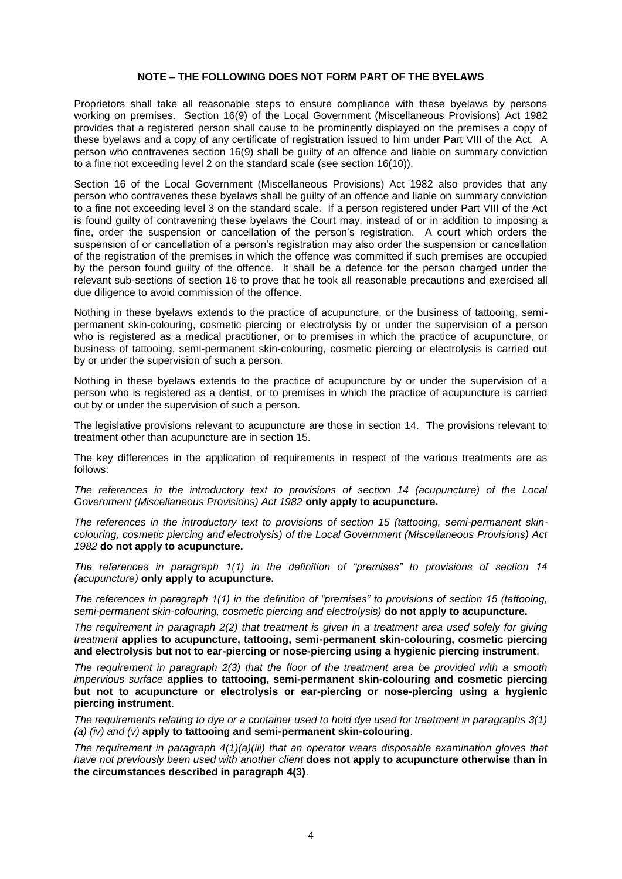**NOTE – THE FOLLOWING DOES NOT FORM PART OF THE BYELAWS**

Proprietors shall take all reasonable steps to ensure compliance with these byelaws by persons working on premises. Section 16(9) of the Local Government (Miscellaneous Provisions) Act 1982 provides that a registered person shall cause to be prominently displayed on the premises a copy of these byelaws and a copy of any certificate of registration issued to him under Part VIII of the Act. A person who contravenes section 16(9) shall be guilty of an offence and liable on summary conviction to a fine not exceeding level 2 on the standard scale (see section 16(10)).

Section 16 of the Local Government (Miscellaneous Provisions) Act 1982 also provides that any person who contravenes these byelaws shall be guilty of an offence and liable on summary conviction to a fine not exceeding level 3 on the standard scale. If a person registered under Part VIII of the Act is found guilty of contravening these byelaws the Court may, instead of or in addition to imposing a fine, order the suspension or cancellation of the person's registration. A court which orders the suspension of or cancellation of a person's registration may also order the suspension or cancellation of the registration of the premises in which the offence was committed if such premises are occupied by the person found guilty of the offence. It shall be a defence for the person charged under the relevant sub-sections of section 16 to prove that he took all reasonable precautions and exercised all due diligence to avoid commission of the offence.

Nothing in these byelaws extends to the practice of acupuncture, or the business of tattooing, semi-permanent skin-colouring, cosmetic piercing or electrolysis by or under the supervision of a person who is registered as a medical practitioner, or to premises in which the practice of acupuncture, or business of tattooing, semi-permanent skin-colouring, cosmetic piercing or electrolysis is carried out by or under the supervision of such a person.

Nothing in these byelaws extends to the practice of acupuncture by or under the supervision of a person who is registered as a dentist, or to premises in which the practice of acupuncture is carried out by or under the supervision of such a person.

The legislative provisions relevant to acupuncture are those in section 14. The provisions relevant to treatment other than acupuncture are in section 15.

The key differences in the application of requirements in respect of the various treatments are as follows:

*The references in the introductory text to provisions of section 14 (acupuncture) of the Local Government (Miscellaneous Provisions) Act 1982* **only apply to acupuncture.**

*The references in the introductory text to provisions of section 15 (tattooing, semi-permanent skin-colouring, cosmetic piercing and electrolysis) of the Local Government (Miscellaneous Provisions) Act 1982* **do not apply to acupuncture.**

*The references in paragraph 1(1) in the definition of "premises" to provisions of section 14 (acupuncture)* **only apply to acupuncture.**

*The references in paragraph 1(1) in the definition of "premises" to provisions of section 15 (tattooing, semi-permanent skin-colouring, cosmetic piercing and electrolysis)* **do not apply to acupuncture.**

*The requirement in paragraph 2(2) that treatment is given in a treatment area used solely for giving treatment* **applies to acupuncture, tattooing, semi-permanent skin-colouring, cosmetic piercing and electrolysis but not to ear-piercing or nose-piercing using a hygienic piercing instrument**.

*The requirement in paragraph 2(3) that the floor of the treatment area be provided with a smooth impervious surface* **applies to tattooing, semi-permanent skin-colouring and cosmetic piercing but not to acupuncture or electrolysis or ear-piercing or nose-piercing using a hygienic piercing instrument**.

*The requirements relating to dye or a container used to hold dye used for treatment in paragraphs 3(1) (a) (iv) and (v)* **apply to tattooing and semi-permanent skin-colouring**.

*The requirement in paragraph 4(1)(a)(iii) that an operator wears disposable examination gloves that have not previously been used with another client* **does not apply to acupuncture otherwise than in the circumstances described in paragraph 4(3)**.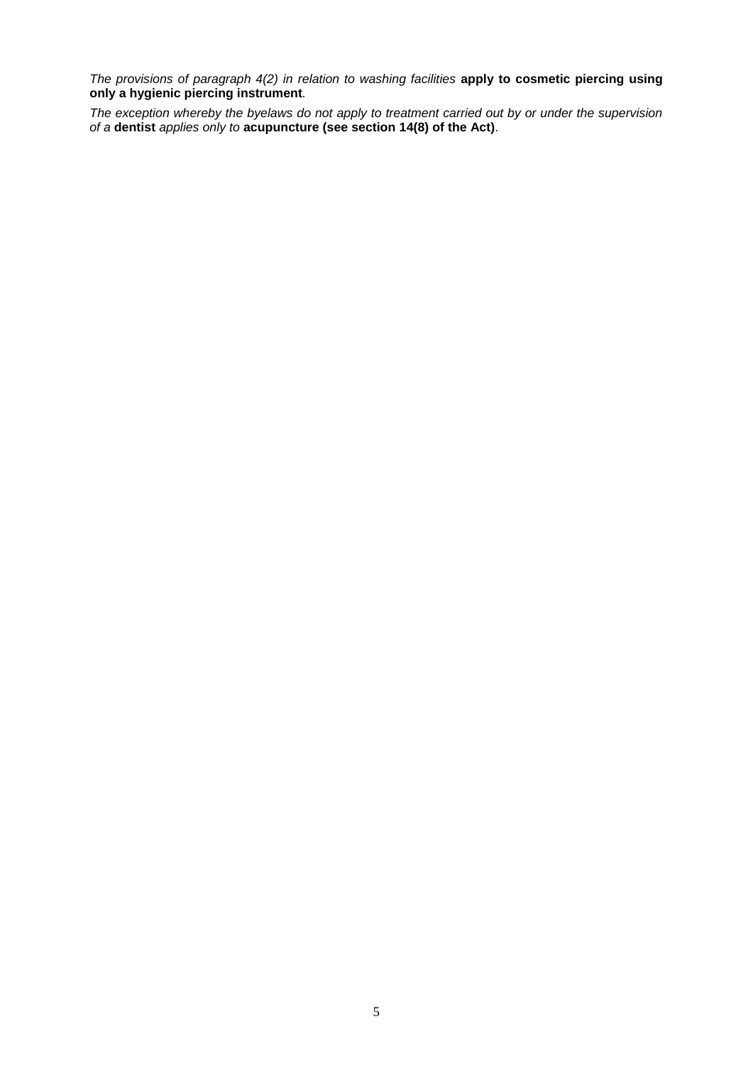*The provisions of paragraph 4(2) in relation to washing facilities* **apply to cosmetic piercing using only a hygienic piercing instrument**.

*The exception whereby the byelaws do not apply to treatment carried out by or under the supervision of a* **dentist** *applies only to* **acupuncture (see section 14(8) of the Act)**.